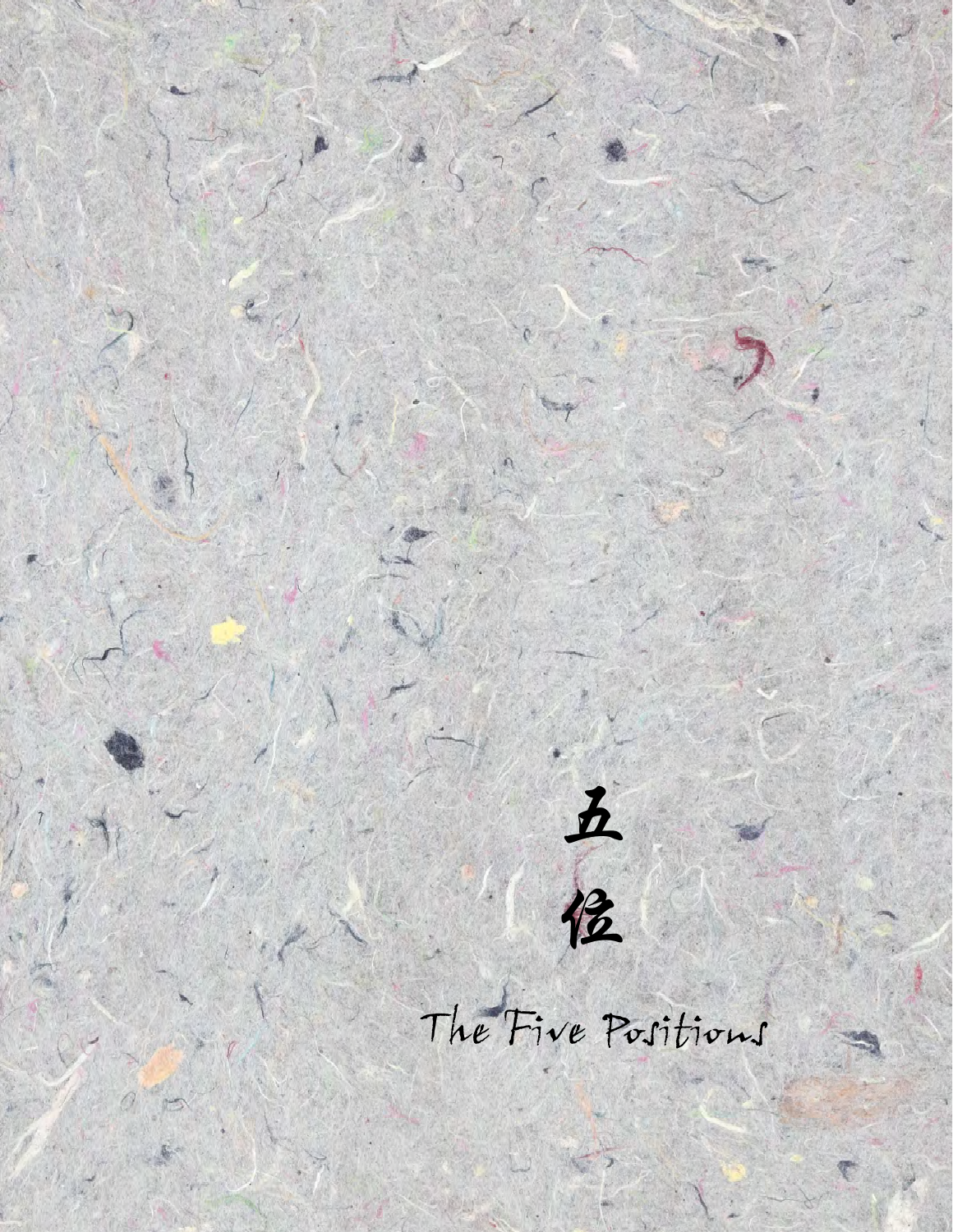# 五位

# The Five Positions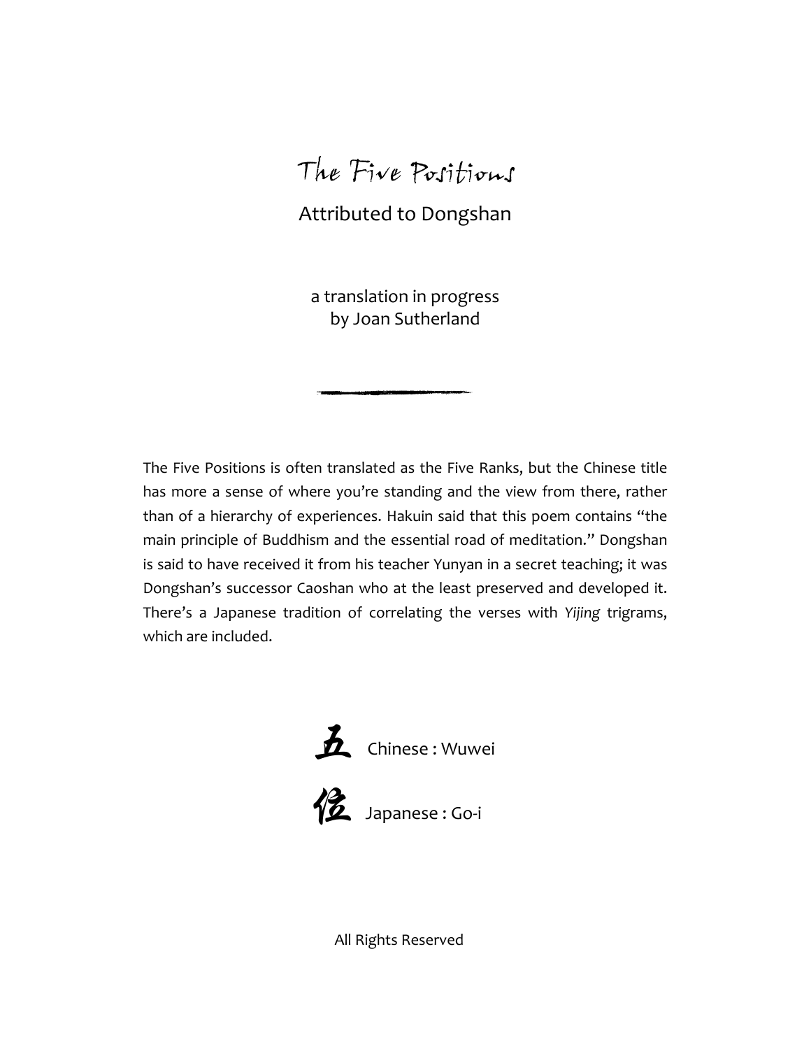# The Five Positions

## Attributed to Dongshan

a translation in progress
by Joan Sutherland

The Five Positions is often translated as the Five Ranks, but the Chinese title has more a sense of where you're standing and the view from there, rather than of a hierarchy of experiences. Hakuin said that this poem contains "the main principle of Buddhism and the essential road of meditation." Dongshan is said to have received it from his teacher Yunyan in a secret teaching; it was Dongshan's successor Caoshan who at the least preserved and developed it. There's a Japanese tradition of correlating the verses with *Yijing* trigrams, which are included.

五 Chinese : Wuwei

位 Japanese : Go-i

All Rights Reserved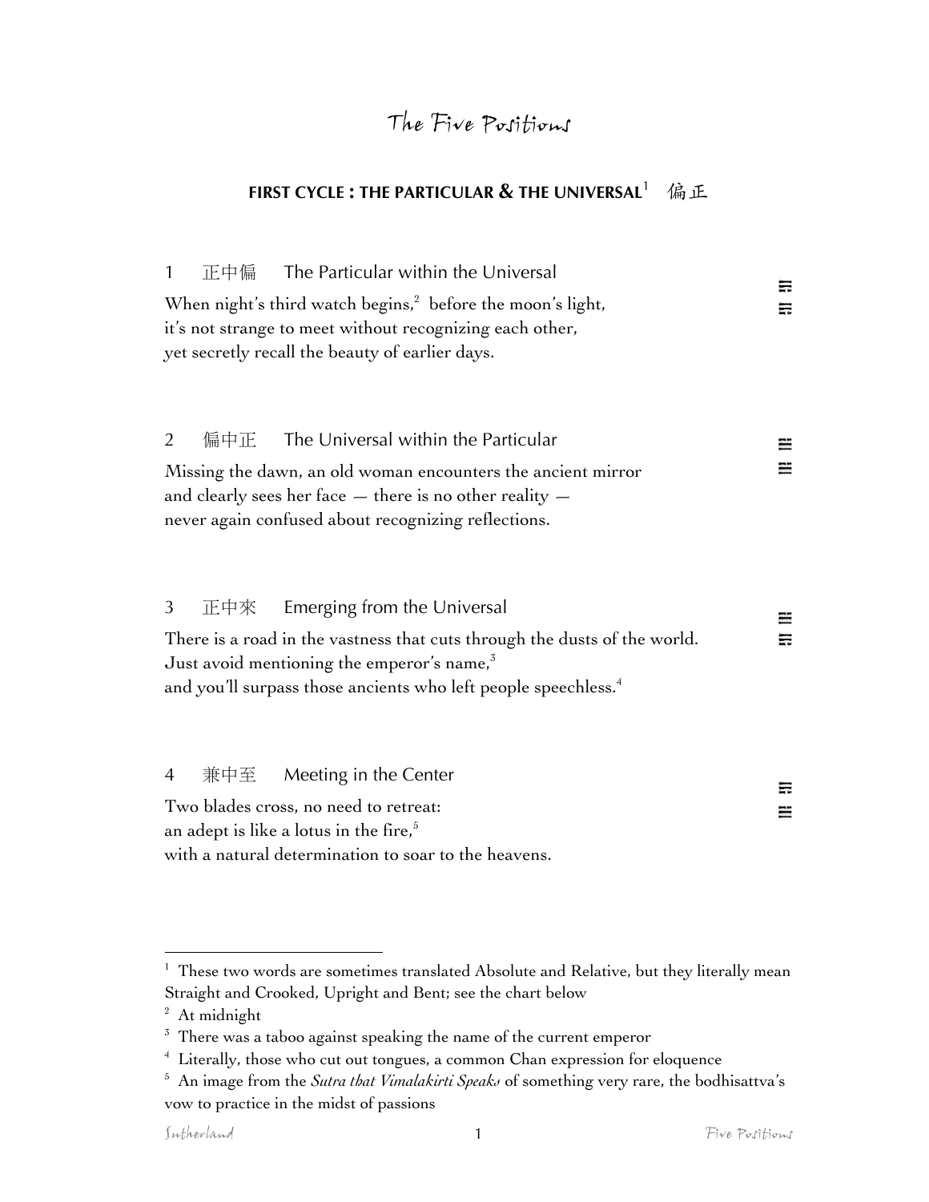# The Five Positions

## FIRST CYCLE : THE PARTICULAR & THE UNIVERSAL[1] 偏正

**1 正中偏 The Particular within the Universal**

When night's third watch begins,[2] before the moon's light,
it's not strange to meet without recognizing each other,
yet secretly recall the beauty of earlier days.

**2 偏中正 The Universal within the Particular**

Missing the dawn, an old woman encounters the ancient mirror
and clearly sees her face — there is no other reality —
never again confused about recognizing reflections.

**3 正中來 Emerging from the Universal**

There is a road in the vastness that cuts through the dusts of the world.
Just avoid mentioning the emperor's name,[3]
and you'll surpass those ancients who left people speechless.[4]

**4 兼中至 Meeting in the Center**

Two blades cross, no need to retreat:
an adept is like a lotus in the fire,[5]
with a natural determination to soar to the heavens.

---

[1] These two words are sometimes translated Absolute and Relative, but they literally mean Straight and Crooked, Upright and Bent; see the chart below

[2] At midnight

[3] There was a taboo against speaking the name of the current emperor

[4] Literally, those who cut out tongues, a common Chan expression for eloquence

[5] An image from the *Sutra that Vimalakirti Speaks* of something very rare, the bodhisattva's vow to practice in the midst of passions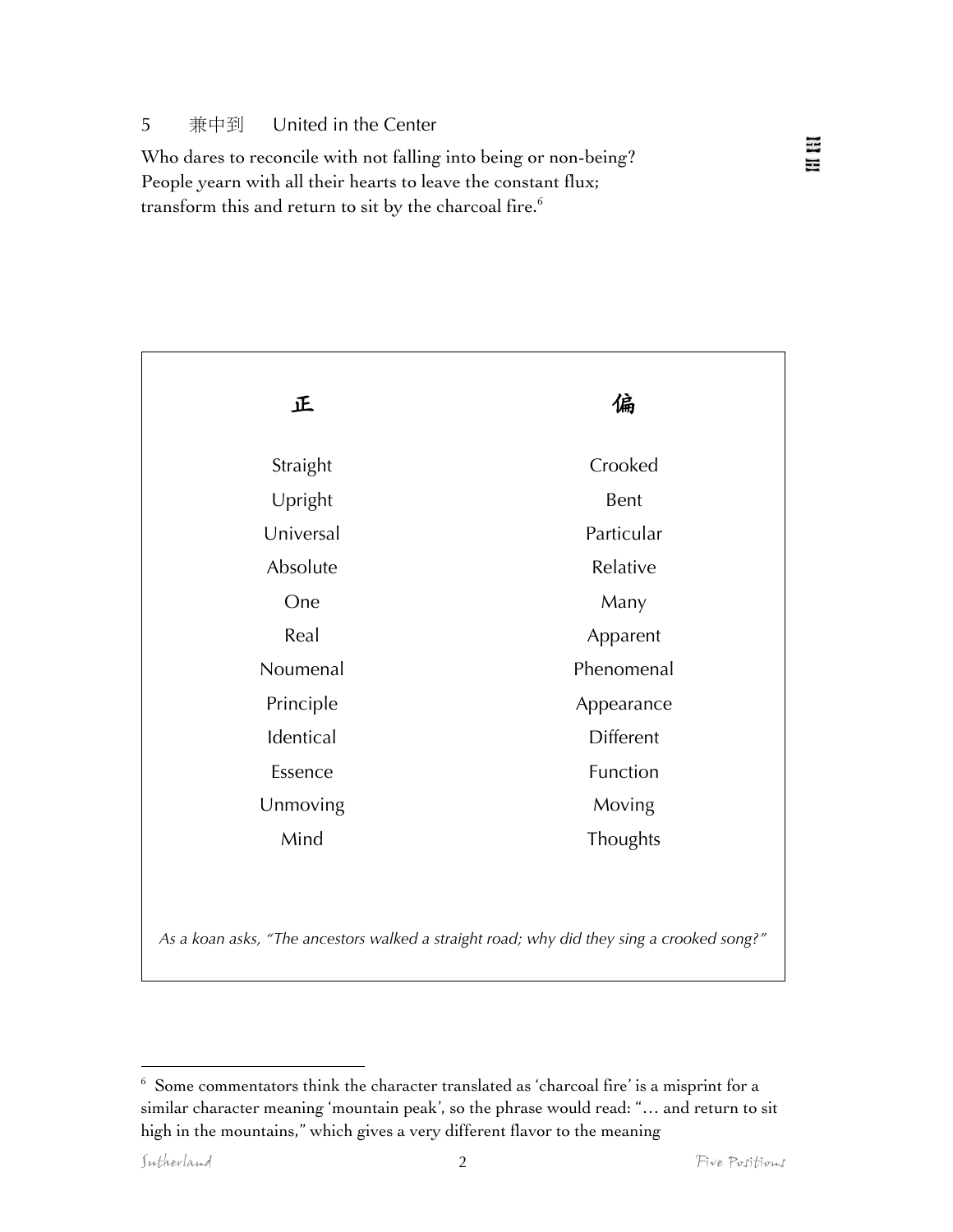### 5 兼中到 United in the Center

Who dares to reconcile with not falling into being or non-being?
People yearn with all their hearts to leave the constant flux;
transform this and return to sit by the charcoal fire.[6]

䷝

| 正 | 偏 |
|---|---|
| Straight | Crooked |
| Upright | Bent |
| Universal | Particular |
| Absolute | Relative |
| One | Many |
| Real | Apparent |
| Noumenal | Phenomenal |
| Principle | Appearance |
| Identical | Different |
| Essence | Function |
| Unmoving | Moving |
| Mind | Thoughts |

*As a koan asks, "The ancestors walked a straight road; why did they sing a crooked song?"*

---

[6] Some commentators think the character translated as 'charcoal fire' is a misprint for a similar character meaning 'mountain peak', so the phrase would read: "… and return to sit high in the mountains," which gives a very different flavor to the meaning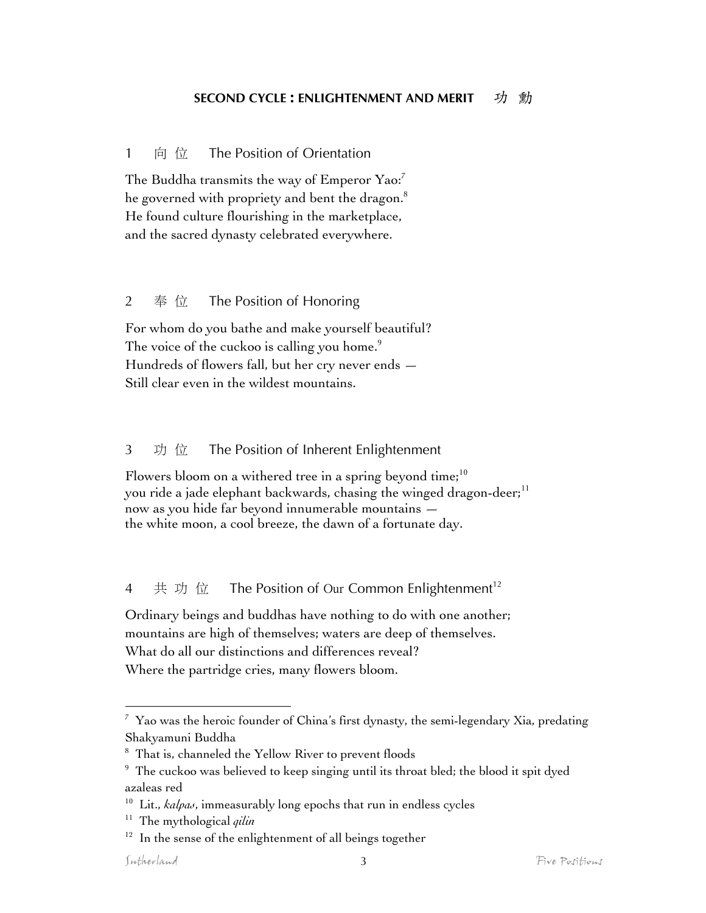## SECOND CYCLE : ENLIGHTENMENT AND MERIT 功 勳

### 1 向 位 The Position of Orientation

The Buddha transmits the way of Emperor Yao:[7]
he governed with propriety and bent the dragon.[8]
He found culture flourishing in the marketplace,
and the sacred dynasty celebrated everywhere.

### 2 奉 位 The Position of Honoring

For whom do you bathe and make yourself beautiful?
The voice of the cuckoo is calling you home.[9]
Hundreds of flowers fall, but her cry never ends —
Still clear even in the wildest mountains.

### 3 功 位 The Position of Inherent Enlightenment

Flowers bloom on a withered tree in a spring beyond time;[10]
you ride a jade elephant backwards, chasing the winged dragon-deer;[11]
now as you hide far beyond innumerable mountains —
the white moon, a cool breeze, the dawn of a fortunate day.

### 4 共 功 位 The Position of Our Common Enlightenment[12]

Ordinary beings and buddhas have nothing to do with one another;
mountains are high of themselves; waters are deep of themselves.
What do all our distinctions and differences reveal?
Where the partridge cries, many flowers bloom.

---

[7] Yao was the heroic founder of China's first dynasty, the semi-legendary Xia, predating Shakyamuni Buddha

[8] That is, channeled the Yellow River to prevent floods

[9] The cuckoo was believed to keep singing until its throat bled; the blood it spit dyed azaleas red

[10] Lit., *kalpas*, immeasurably long epochs that run in endless cycles

[11] The mythological *qilin*

[12] In the sense of the enlightenment of all beings together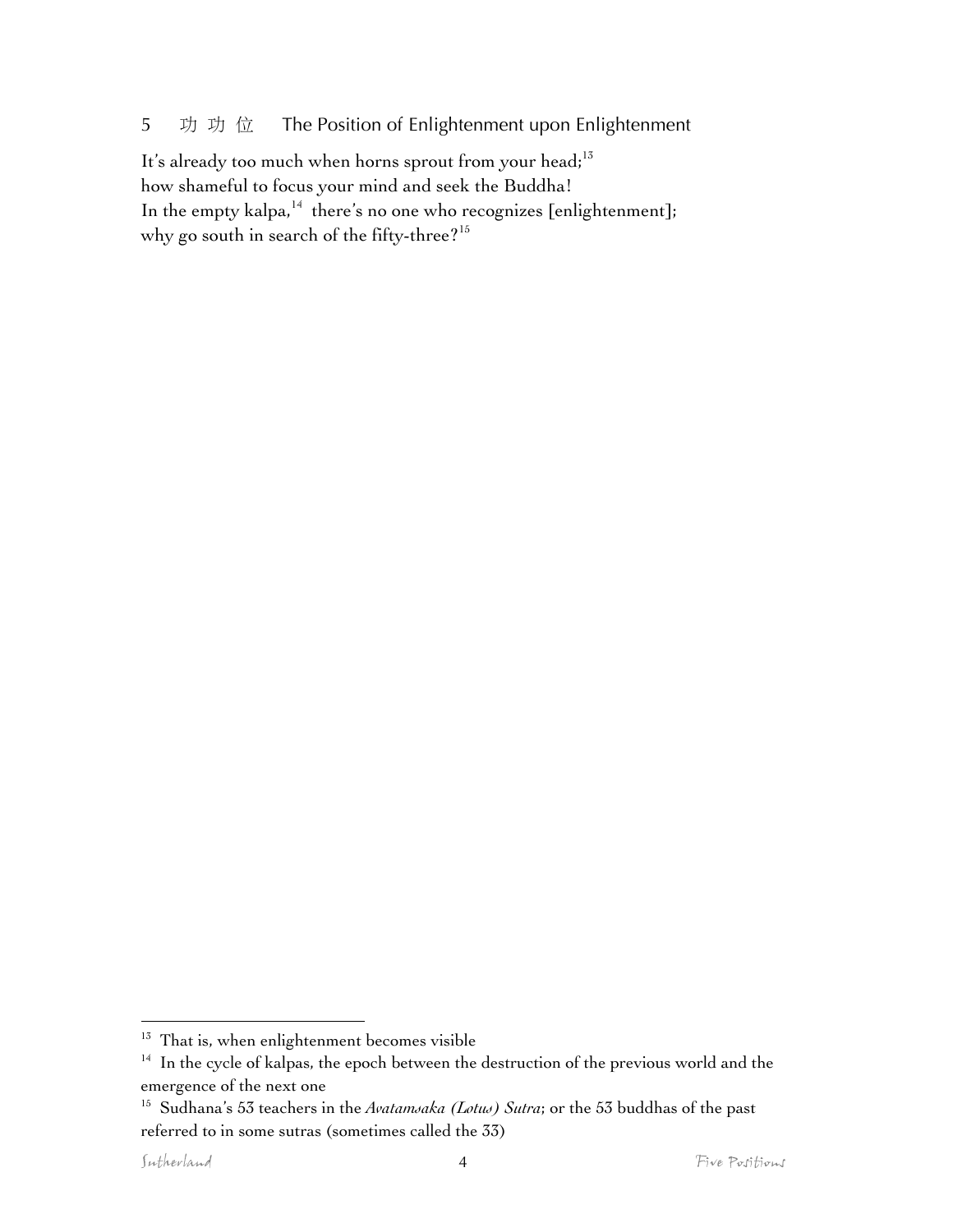## 5 功 功 位 The Position of Enlightenment upon Enlightenment

It's already too much when horns sprout from your head;[13]
how shameful to focus your mind and seek the Buddha!
In the empty kalpa,[14] there's no one who recognizes [enlightenment];
why go south in search of the fifty-three?[15]

---

[13] That is, when enlightenment becomes visible

[14] In the cycle of kalpas, the epoch between the destruction of the previous world and the emergence of the next one

[15] Sudhana's 53 teachers in the *Avatamsaka (Lotus) Sutra*; or the 53 buddhas of the past referred to in some sutras (sometimes called the 33)